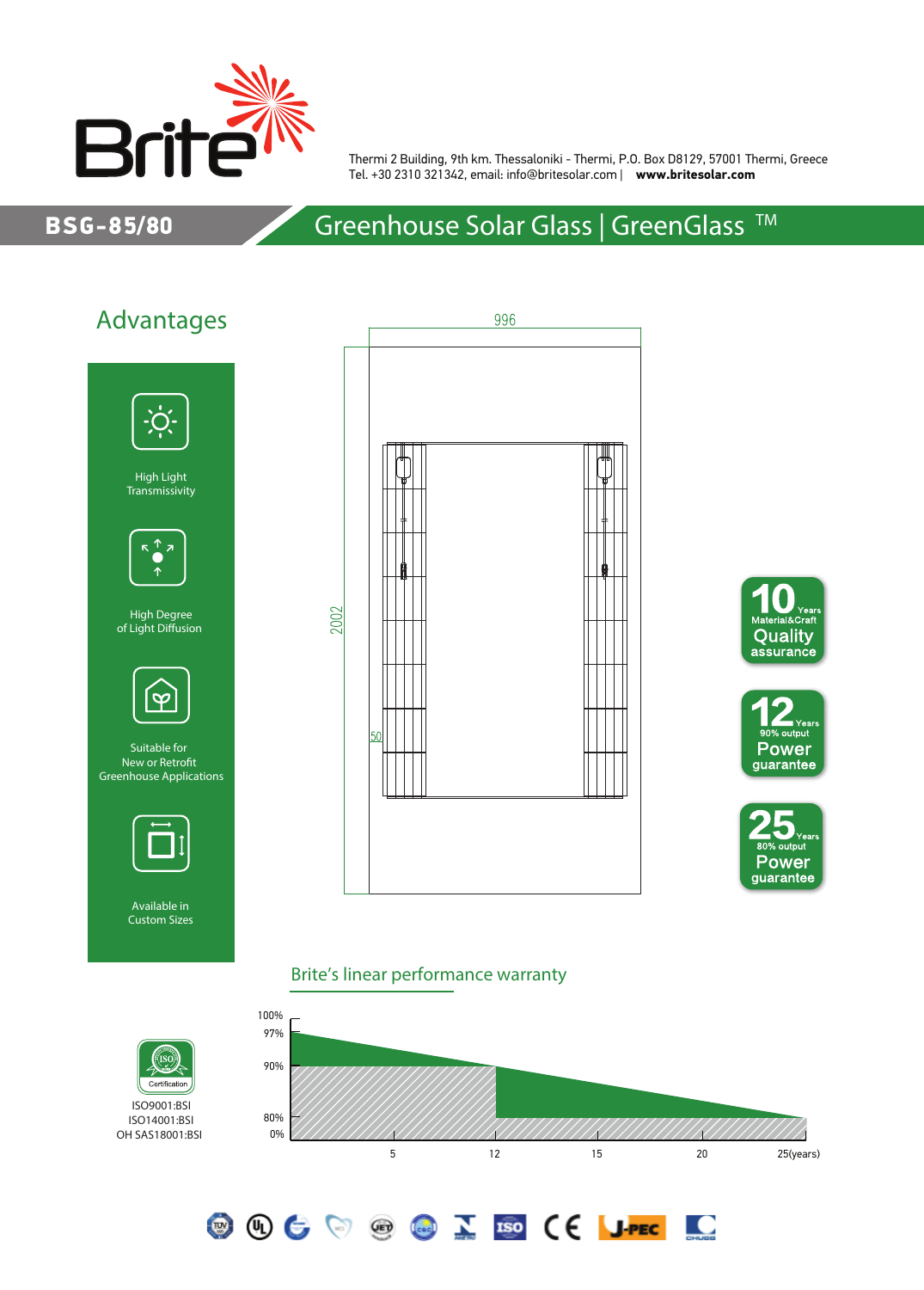Brite

Thermi 2 Building, 9th km. Thessaloniki - Thermi, P.O. Box D8129, 57001 Thermi, Greece
Tel. +30 2310 321342, email: info@britesolar.com | **www.britesolar.com**

# BSG-85/80 — Greenhouse Solar Glass | GreenGlass ™

## Advantages

- High Light Transmissivity
- High Degree of Light Diffusion
- Suitable for New or Retrofit Greenhouse Applications
- Available in Custom Sizes

996

2002

50

**10** Years Material&Craft **Quality** assurance

**12** Years 90% output **Power** guarantee

**25** Years 80% output **Power** guarantee

## Brite's linear performance warranty

100%
97%
90%
80%
0%

5 12 15 20 25(years)

ISO9001:BSI
ISO14001:BSI
OH SAS18001:BSI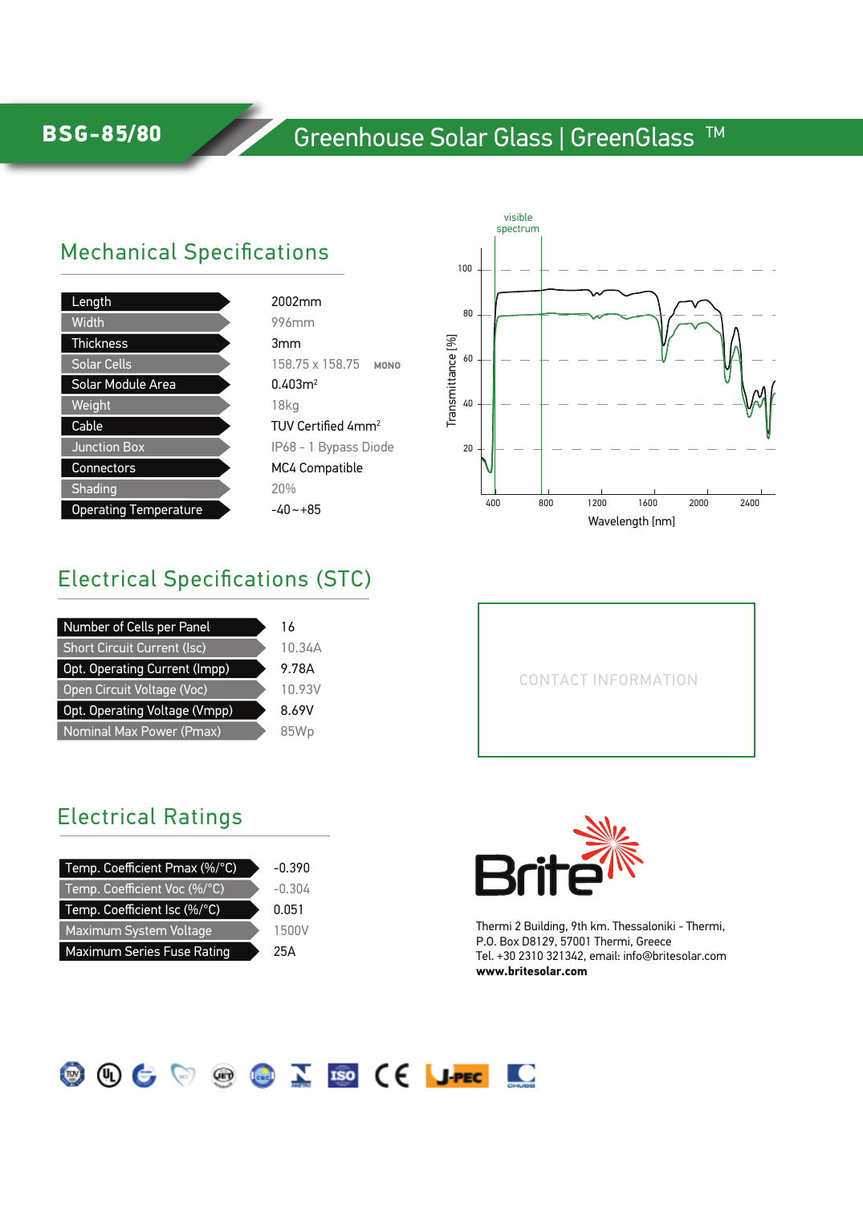# BSG-85/80

## Greenhouse Solar Glass | GreenGlass ™

## Mechanical Specifications

| | |
|---|---|
| Length | 2002mm |
| Width | 996mm |
| Thickness | 3mm |
| Solar Cells | 158.75 x 158.75 MONO |
| Solar Module Area | 0.403m² |
| Weight | 18kg |
| Cable | TUV Certified 4mm² |
| Junction Box | IP68 - 1 Bypass Diode |
| Connectors | MC4 Compatible |
| Shading | 20% |
| Operating Temperature | -40~+85 |

visible spectrum

Transmittance [%]

100
80
60
40
20

400 800 1200 1600 2000 2400

Wavelength [nm]

## Electrical Specifications (STC)

| | |
|---|---|
| Number of Cells per Panel | 16 |
| Short Circuit Current (Isc) | 10.34A |
| Opt. Operating Current (Impp) | 9.78A |
| Open Circuit Voltage (Voc) | 10.93V |
| Opt. Operating Voltage (Vmpp) | 8.69V |
| Nominal Max Power (Pmax) | 85Wp |

CONTACT INFORMATION

## Electrical Ratings

| | |
|---|---|
| Temp. Coefficient Pmax (%/°C) | -0.390 |
| Temp. Coefficient Voc (%/°C) | -0.304 |
| Temp. Coefficient Isc (%/°C) | 0.051 |
| Maximum System Voltage | 1500V |
| Maximum Series Fuse Rating | 25A |

Brite

Thermi 2 Building, 9th km. Thessaloniki - Thermi,
P.O. Box D8129, 57001 Thermi, Greece
Tel. +30 2310 321342, email: info@britesolar.com
**www.britesolar.com**